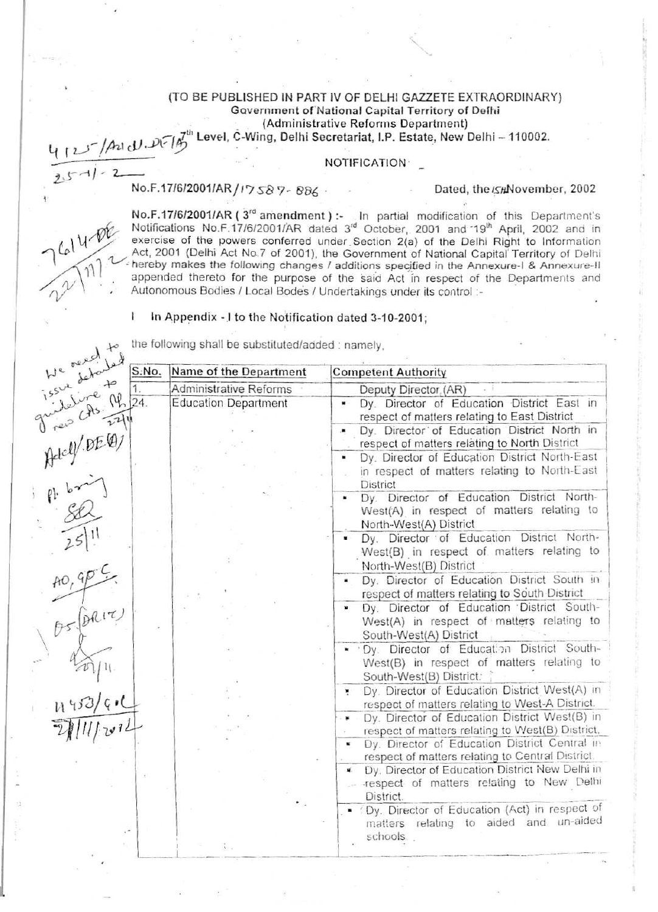(TO BE PUBLISHED IN PART IV OF DELHI GAZZETE EXTRAORDINARY)

**Government of National Capital Territory of Delhi**

**(Administrative Reforms Department)**

**7th Level, C-Wing, Delhi Secretariat, I.P. Estate, New Delhi – 110002.**

NOTIFICATION

No.F.17/6/2001/AR/17587-886 Dated, the 15th November, 2002

**No.F.17/6/2001/AR ( 3rd amendment ) :-** In partial modification of this Department's Notifications No.F.17/6/2001/AR dated 3rd October, 2001 and 19th April, 2002 and in exercise of the powers conferred under Section 2(a) of the Delhi Right to Information Act, 2001 (Delhi Act No.7 of 2001), the Government of National Capital Territory of Delhi hereby makes the following changes / additions specified in the Annexure-I & Annexure-II appended thereto for the purpose of the said Act in respect of the Departments and Autonomous Bodies / Local Bodes / Undertakings under its control :-

**I In Appendix - I to the Notification dated 3-10-2001;**

the following shall be substituted/added : namely,

| S.No. | Name of the Department | Competent Authority |
|---|---|---|
| 1. | Administrative Reforms | Deputy Director (AR) |
| 24. | Education Department | ▪ Dy. Director of Education District East in respect of matters relating to East District<br>▪ Dy. Director of Education District North in respect of matters relating to North District<br>▪ Dy. Director of Education District North-East in respect of matters relating to North-East District<br>▪ Dy. Director of Education District North-West(A) in respect of matters relating to North-West(A) District<br>▪ Dy. Director of Education District North-West(B) in respect of matters relating to North-West(B) District<br>▪ Dy. Director of Education District South in respect of matters relating to South District<br>▪ Dy. Director of Education District South-West(A) in respect of matters relating to South-West(A) District<br>▪ Dy. Director of Education District South-West(B) in respect of matters relating to South-West(B) District<br>▪ Dy. Director of Education District West(A) in respect of matters relating to West-A District.<br>▪ Dy. Director of Education District West(B) in respect of matters relating to West(B) District.<br>▪ Dy. Director of Education District Central in respect of matters relating to Central District<br>▪ Dy. Director of Education District New Delhi in respect of matters relating to New Delhi District.<br>▪ Dy. Director of Education (Act) in respect of matters relating to aided and un-aided schools |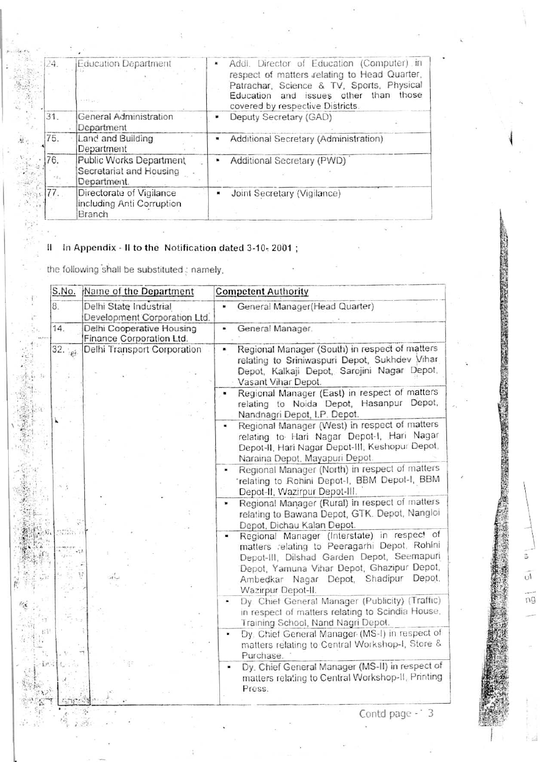| | | |
|---|---|---|
| 24. | Education Department | • Addl. Director of Education (Computer) in respect of matters relating to Head Quarter, Patrachar, Science & TV, Sports, Physical Education and issues other than those covered by respective Districts. |
| 31. | General Administration Department | • Deputy Secretary (GAD) |
| 75. | Land and Building Department | • Additional Secretary (Administration) |
| 76. | Public Works Department Secretariat and Housing Department. | • Additional Secretary (PWD) |
| 77. | Directorate of Vigilance including Anti Corruption Branch | • Joint Secretary (Vigilance) |

II In **Appendix - II to the Notification dated 3-10- 2001 ;**

the following shall be substituted ; namely,

| S.No. | Name of the Department | Competent Authority |
|---|---|---|
| 8. | Delhi State Industrial Development Corporation Ltd. | • General Manager(Head Quarter) |
| 14. | Delhi Cooperative Housing Finance Corporation Ltd. | • General Manager. |
| 32. | Delhi Transport Corporation | • Regional Manager (South) in respect of matters relating to Sriniwaspuri Depot, Sukhdev Vihar Depot, Kalkaji Depot, Sarojini Nagar Depot, Vasant Vihar Depot. |
| | | • Regional Manager (East) in respect of matters relating to Noida Depot, Hasanpur Depot, Nandnagri Depot, I.P. Depot. |
| | | • Regional Manager (West) in respect of matters relating to Hari Nagar Depot-I, Hari Nagar Depot-II, Hari Nagar Depot-III, Keshopur Depot, Naraina Depot, Mayapuri Depot. |
| | | • Regional Manager (North) in respect of matters relating to Rohini Depot-I, BBM Depot-I, BBM Depot-II, Wazirpur Depot-III. |
| | | • Regional Manager (Rural) in respect of matters relating to Bawana Depot, GTK. Depot, Nangloi Depot, Dichau Kalan Depot. |
| | | • Regional Manager (Interstate) in respect of matters relating to Peeragarhi Depot, Rohini Depot-III, Dilshad Garden Depot, Seemapuri Depot, Yamuna Vihar Depot, Ghazipur Depot, Ambedkar Nagar Depot, Shadipur Depot, Wazirpur Depot-II. |
| | | • Dy. Chief General Manager (Publicity) (Traffic) in respect of matters relating to Scindia House, Training School, Nand Nagri Depot. |
| | | • Dy. Chief General Manager (MS-I) in respect of matters relating to Central Workshop-I, Store & Purchase. |
| | | • Dy. Chief General Manager (MS-II) in respect of matters relating to Central Workshop-II, Printing Press. |

Contd page - 3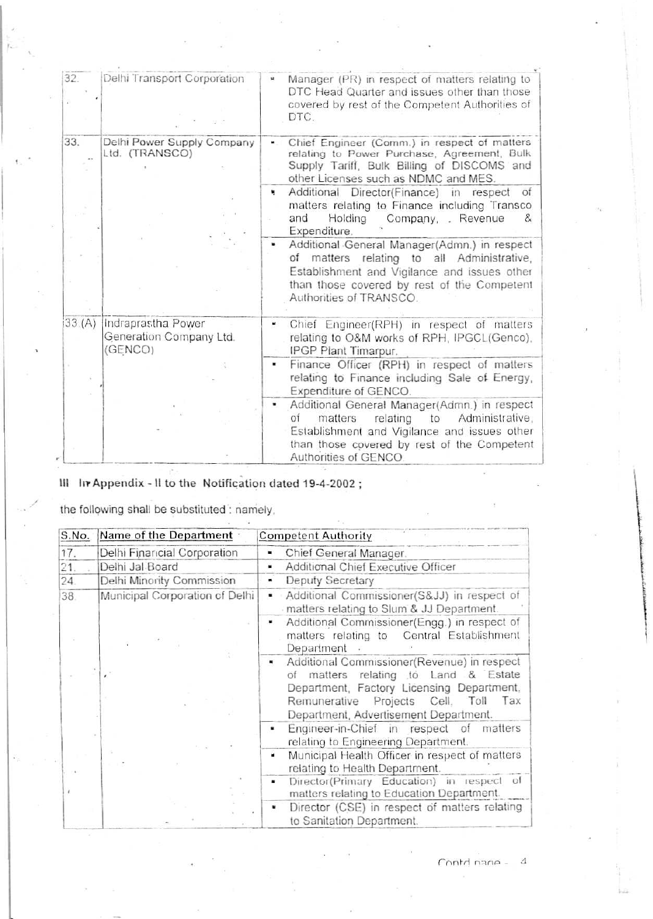| 32. | Delhi Transport Corporation | ▪ Manager (PR) in respect of matters relating to DTC Head Quarter and issues other than those covered by rest of the Competent Authorities of DTC. |
|---|---|---|
| 33. | Delhi Power Supply Company Ltd. (TRANSCO) | ▪ Chief Engineer (Comm.) in respect of matters relating to Power Purchase, Agreement, Bulk Supply Tariff, Bulk Billing of DISCOMS and other Licenses such as NDMC and MES. |
| | | ▪ Additional Director(Finance) in respect of matters relating to Finance including Transco and Holding Company, Revenue & Expenditure. |
| | | ▪ Additional General Manager(Admn.) in respect of matters relating to all Administrative, Establishment and Vigilance and issues other than those covered by rest of the Competent Authorities of TRANSCO. |
| 33 (A) | Indraprastha Power Generation Company Ltd. (GENCO) | ▪ Chief Engineer(RPH) in respect of matters relating to O&M works of RPH, IPGCL(Genco), IPGP Plant Timarpur. |
| | | ▪ Finance Officer (RPH) in respect of matters relating to Finance including Sale of Energy, Expenditure of GENCO. |
| | | ▪ Additional General Manager(Admn.) in respect of matters relating to Administrative, Establishment and Vigilance and issues other than those covered by rest of the Competent Authorities of GENCO. |

III In Appendix - II to the Notification dated 19-4-2002 ;

the following shall be substituted : namely,

| S.No. | Name of the Department | Competent Authority |
|---|---|---|
| 17. | Delhi Financial Corporation | ▪ Chief General Manager. |
| 21. | Delhi Jal Board | ▪ Additional Chief Executive Officer |
| 24. | Delhi Minority Commission | ▪ Deputy Secretary |
| 38. | Municipal Corporation of Delhi | ▪ Additional Commissioner(S&JJ) in respect of matters relating to Slum & JJ Department. |
| | | ▪ Additional Commissioner(Engg.) in respect of matters relating to Central Establishment Department |
| | | ▪ Additional Commissioner(Revenue) in respect of matters relating to Land & Estate Department, Factory Licensing Department, Remunerative Projects Cell, Toll Tax Department, Advertisement Department. |
| | | ▪ Engineer-in-Chief in respect of matters relating to Engineering Department. |
| | | ▪ Municipal Health Officer in respect of matters relating to Health Department. |
| | | ▪ Director(Primary Education) in respect of matters relating to Education Department. |
| | | ▪ Director (CSE) in respect of matters relating to Sanitation Department. |

Contd page - 4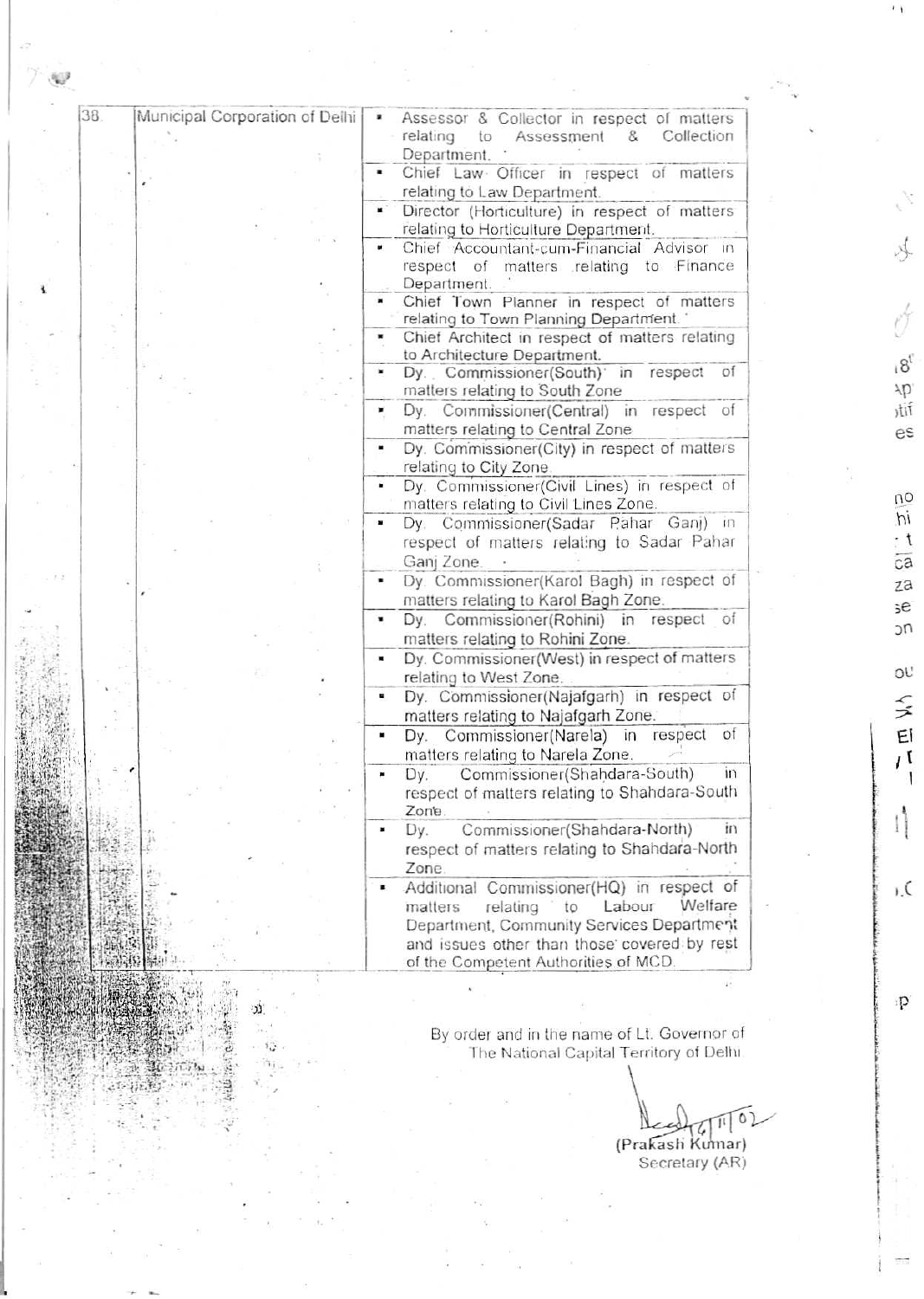| 38. | Municipal Corporation of Delhi | ▪ Assessor & Collector in respect of matters relating to Assessment & Collection Department.<br>▪ Chief Law Officer in respect of matters relating to Law Department.<br>▪ Director (Horticulture) in respect of matters relating to Horticulture Department.<br>▪ Chief Accountant-cum-Financial Advisor in respect of matters relating to Finance Department.<br>▪ Chief Town Planner in respect of matters relating to Town Planning Department.<br>▪ Chief Architect in respect of matters relating to Architecture Department.<br>▪ Dy. Commissioner(South) in respect of matters relating to South Zone<br>▪ Dy. Commissioner(Central) in respect of matters relating to Central Zone<br>▪ Dy. Commissioner(City) in respect of matters relating to City Zone.<br>▪ Dy. Commissioner(Civil Lines) in respect of matters relating to Civil Lines Zone.<br>▪ Dy. Commissioner(Sadar Pahar Ganj) in respect of matters relating to Sadar Pahar Ganj Zone.<br>▪ Dy. Commissioner(Karol Bagh) in respect of matters relating to Karol Bagh Zone.<br>▪ Dy. Commissioner(Rohini) in respect of matters relating to Rohini Zone.<br>▪ Dy. Commissioner(West) in respect of matters relating to West Zone.<br>▪ Dy. Commissioner(Najafgarh) in respect of matters relating to Najafgarh Zone.<br>▪ Dy. Commissioner(Narela) in respect of matters relating to Narela Zone.<br>▪ Dy. Commissioner(Shahdara-South) in respect of matters relating to Shahdara-South Zone.<br>▪ Dy. Commissioner(Shahdara-North) in respect of matters relating to Shahdara-North Zone.<br>▪ Additional Commissioner(HQ) in respect of matters relating to Labour Welfare Department, Community Services Department and issues other than those covered by rest of the Competent Authorities of MCD. |
|---|---|---|

By order and in the name of Lt. Governor of
The National Capital Territory of Delhi

(Prakash Kumar)
Secretary (AR)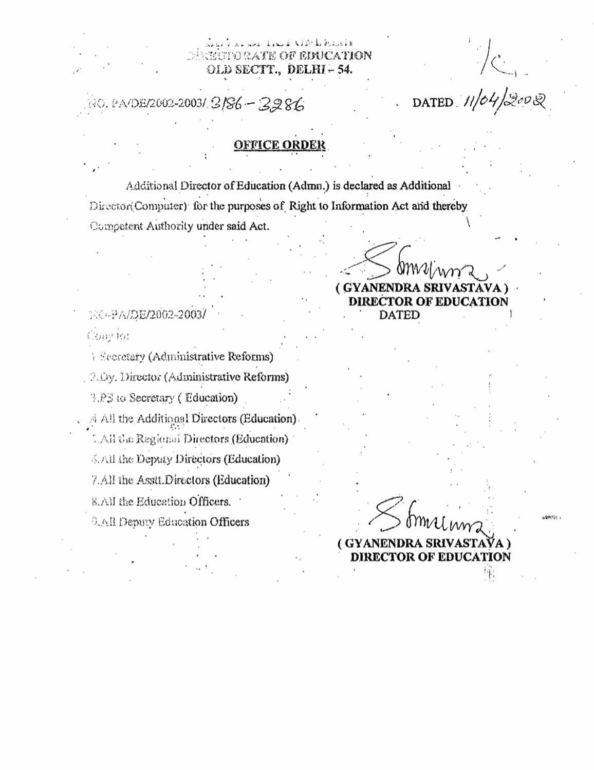GOVT. OF NCT OF DELHI
DIRECTORATE OF EDUCATION
OLD SECTT., DELHI – 54.

NO. PA/DE/2002-2003/ 3186 – 3286

DATED 11/04/2002

## OFFICE ORDER

Additional Director of Education (Admn.) is declared as Additional Director(Computer) for the purposes of Right to Information Act and thereby Competent Authority under said Act.

**( GYANENDRA SRIVASTAVA )**
**DIRECTOR OF EDUCATION**
**DATED**

NO. PA/DE/2002-2003/

Copy to:

1. Secretary (Administrative Reforms)
2. Dy. Director (Administrative Reforms)
3. PS to Secretary ( Education)
4. All the Additional Directors (Education)
5. All the Regional Directors (Education)
6. All the Deputy Directors (Education)
7. All the Asstt.Directors (Education)
8. All the Education Officers.
9. All Deputy Education Officers

**( GYANENDRA SRIVASTAVA )**
**DIRECTOR OF EDUCATION**